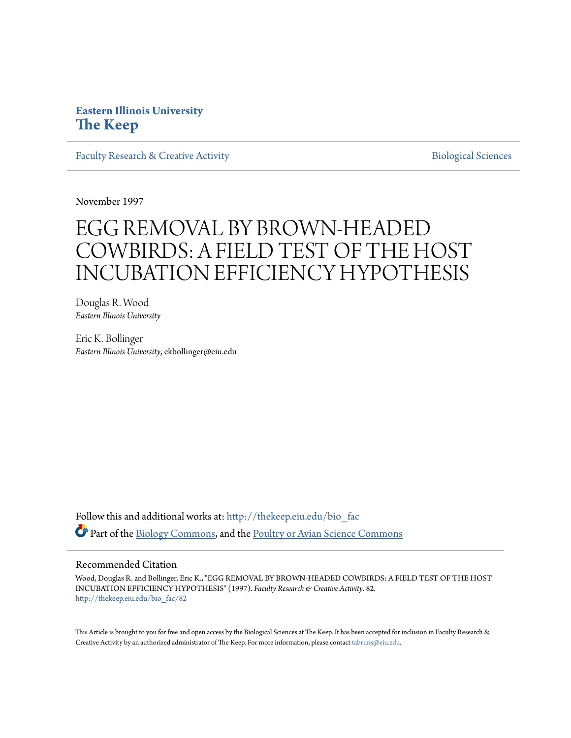Eastern Illinois University
**The Keep**

Faculty Research & Creative Activity

Biological Sciences

November 1997

# EGG REMOVAL BY BROWN-HEADED COWBIRDS: A FIELD TEST OF THE HOST INCUBATION EFFICIENCY HYPOTHESIS

Douglas R. Wood
*Eastern Illinois University*

Eric K. Bollinger
*Eastern Illinois University*, ekbollinger@eiu.edu

Follow this and additional works at: http://thekeep.eiu.edu/bio_fac

Part of the Biology Commons, and the Poultry or Avian Science Commons

## Recommended Citation

Wood, Douglas R. and Bollinger, Eric K., "EGG REMOVAL BY BROWN-HEADED COWBIRDS: A FIELD TEST OF THE HOST INCUBATION EFFICIENCY HYPOTHESIS" (1997). *Faculty Research & Creative Activity*. 82.
http://thekeep.eiu.edu/bio_fac/82

This Article is brought to you for free and open access by the Biological Sciences at The Keep. It has been accepted for inclusion in Faculty Research & Creative Activity by an authorized administrator of The Keep. For more information, please contact tabruns@eiu.edu.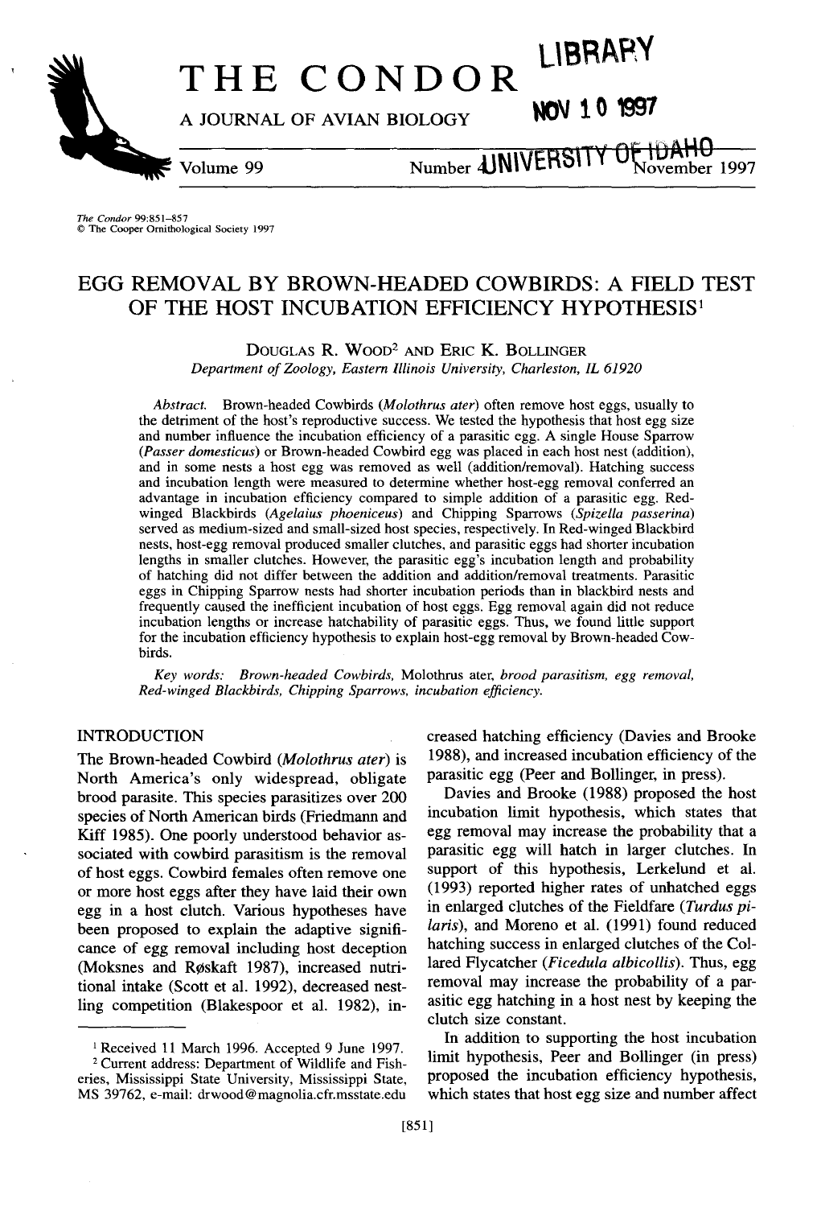# THE CONDOR

A JOURNAL OF AVIAN BIOLOGY

LIBRARY
NOV 10 1997
UNIVERSITY OF IDAHO

Volume 99 Number 4 November 1997

The Condor 99:851-857
© The Cooper Ornithological Society 1997

## EGG REMOVAL BY BROWN-HEADED COWBIRDS: A FIELD TEST OF THE HOST INCUBATION EFFICIENCY HYPOTHESIS[1]

DOUGLAS R. WOOD[2] AND ERIC K. BOLLINGER

*Department of Zoology, Eastern Illinois University, Charleston, IL 61920*

*Abstract.* Brown-headed Cowbirds (*Molothrus ater*) often remove host eggs, usually to the detriment of the host's reproductive success. We tested the hypothesis that host egg size and number influence the incubation efficiency of a parasitic egg. A single House Sparrow (*Passer domesticus*) or Brown-headed Cowbird egg was placed in each host nest (addition), and in some nests a host egg was removed as well (addition/removal). Hatching success and incubation length were measured to determine whether host-egg removal conferred an advantage in incubation efficiency compared to simple addition of a parasitic egg. Red-winged Blackbirds (*Agelaius phoeniceus*) and Chipping Sparrows (*Spizella passerina*) served as medium-sized and small-sized host species, respectively. In Red-winged Blackbird nests, host-egg removal produced smaller clutches, and parasitic eggs had shorter incubation lengths in smaller clutches. However, the parasitic egg's incubation length and probability of hatching did not differ between the addition and addition/removal treatments. Parasitic eggs in Chipping Sparrow nests had shorter incubation periods than in blackbird nests and frequently caused the inefficient incubation of host eggs. Egg removal again did not reduce incubation lengths or increase hatchability of parasitic eggs. Thus, we found little support for the incubation efficiency hypothesis to explain host-egg removal by Brown-headed Cowbirds.

*Key words:* *Brown-headed Cowbirds,* Molothrus ater, *brood parasitism, egg removal, Red-winged Blackbirds, Chipping Sparrows, incubation efficiency.*

## INTRODUCTION

The Brown-headed Cowbird (*Molothrus ater*) is North America's only widespread, obligate brood parasite. This species parasitizes over 200 species of North American birds (Friedmann and Kiff 1985). One poorly understood behavior associated with cowbird parasitism is the removal of host eggs. Cowbird females often remove one or more host eggs after they have laid their own egg in a host clutch. Various hypotheses have been proposed to explain the adaptive significance of egg removal including host deception (Moksnes and Røskaft 1987), increased nutritional intake (Scott et al. 1992), decreased nestling competition (Blakespoor et al. 1982), increased hatching efficiency (Davies and Brooke 1988), and increased incubation efficiency of the parasitic egg (Peer and Bollinger, in press).

Davies and Brooke (1988) proposed the host incubation limit hypothesis, which states that egg removal may increase the probability that a parasitic egg will hatch in larger clutches. In support of this hypothesis, Lerkelund et al. (1993) reported higher rates of unhatched eggs in enlarged clutches of the Fieldfare (*Turdus pilaris*), and Moreno et al. (1991) found reduced hatching success in enlarged clutches of the Collared Flycatcher (*Ficedula albicollis*). Thus, egg removal may increase the probability of a parasitic egg hatching in a host nest by keeping the clutch size constant.

In addition to supporting the host incubation limit hypothesis, Peer and Bollinger (in press) proposed the incubation efficiency hypothesis, which states that host egg size and number affect

---

[1] Received 11 March 1996. Accepted 9 June 1997.

[2] Current address: Department of Wildlife and Fisheries, Mississippi State University, Mississippi State, MS 39762, e-mail: drwood@magnolia.cfr.msstate.edu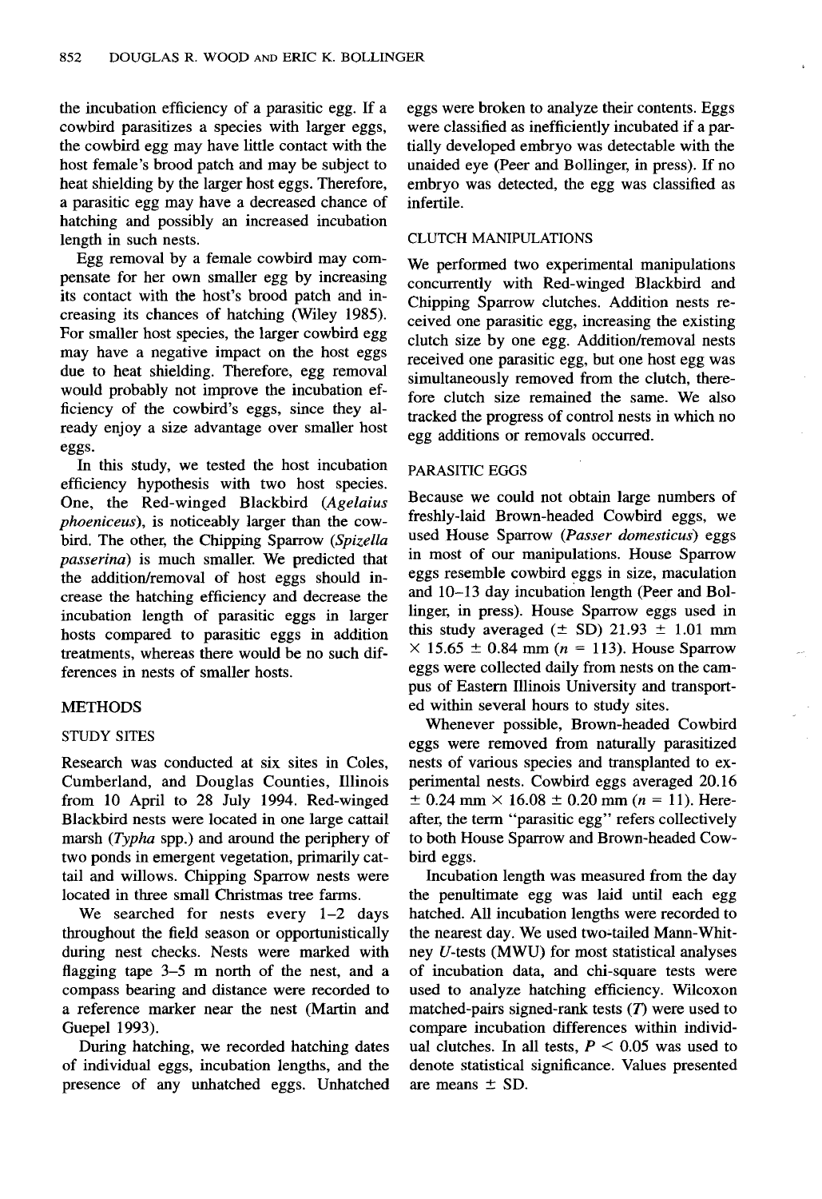the incubation efficiency of a parasitic egg. If a cowbird parasitizes a species with larger eggs, the cowbird egg may have little contact with the host female's brood patch and may be subject to heat shielding by the larger host eggs. Therefore, a parasitic egg may have a decreased chance of hatching and possibly an increased incubation length in such nests.

Egg removal by a female cowbird may compensate for her own smaller egg by increasing its contact with the host's brood patch and increasing its chances of hatching (Wiley 1985). For smaller host species, the larger cowbird egg may have a negative impact on the host eggs due to heat shielding. Therefore, egg removal would probably not improve the incubation efficiency of the cowbird's eggs, since they already enjoy a size advantage over smaller host eggs.

In this study, we tested the host incubation efficiency hypothesis with two host species. One, the Red-winged Blackbird (*Agelaius phoeniceus*), is noticeably larger than the cowbird. The other, the Chipping Sparrow (*Spizella passerina*) is much smaller. We predicted that the addition/removal of host eggs should increase the hatching efficiency and decrease the incubation length of parasitic eggs in larger hosts compared to parasitic eggs in addition treatments, whereas there would be no such differences in nests of smaller hosts.

## METHODS

### STUDY SITES

Research was conducted at six sites in Coles, Cumberland, and Douglas Counties, Illinois from 10 April to 28 July 1994. Red-winged Blackbird nests were located in one large cattail marsh (*Typha* spp.) and around the periphery of two ponds in emergent vegetation, primarily cattail and willows. Chipping Sparrow nests were located in three small Christmas tree farms.

We searched for nests every 1–2 days throughout the field season or opportunistically during nest checks. Nests were marked with flagging tape 3–5 m north of the nest, and a compass bearing and distance were recorded to a reference marker near the nest (Martin and Guepel 1993).

During hatching, we recorded hatching dates of individual eggs, incubation lengths, and the presence of any unhatched eggs. Unhatched eggs were broken to analyze their contents. Eggs were classified as inefficiently incubated if a partially developed embryo was detectable with the unaided eye (Peer and Bollinger, in press). If no embryo was detected, the egg was classified as infertile.

### CLUTCH MANIPULATIONS

We performed two experimental manipulations concurrently with Red-winged Blackbird and Chipping Sparrow clutches. Addition nests received one parasitic egg, increasing the existing clutch size by one egg. Addition/removal nests received one parasitic egg, but one host egg was simultaneously removed from the clutch, therefore clutch size remained the same. We also tracked the progress of control nests in which no egg additions or removals occurred.

### PARASITIC EGGS

Because we could not obtain large numbers of freshly-laid Brown-headed Cowbird eggs, we used House Sparrow (*Passer domesticus*) eggs in most of our manipulations. House Sparrow eggs resemble cowbird eggs in size, maculation and 10–13 day incubation length (Peer and Bollinger, in press). House Sparrow eggs used in this study averaged ($\pm$ SD) 21.93 $\pm$ 1.01 mm $\times$ 15.65 $\pm$ 0.84 mm ($n$ = 113). House Sparrow eggs were collected daily from nests on the campus of Eastern Illinois University and transported within several hours to study sites.

Whenever possible, Brown-headed Cowbird eggs were removed from naturally parasitized nests of various species and transplanted to experimental nests. Cowbird eggs averaged 20.16 $\pm$ 0.24 mm $\times$ 16.08 $\pm$ 0.20 mm ($n$ = 11). Hereafter, the term "parasitic egg" refers collectively to both House Sparrow and Brown-headed Cowbird eggs.

Incubation length was measured from the day the penultimate egg was laid until each egg hatched. All incubation lengths were recorded to the nearest day. We used two-tailed Mann-Whitney $U$-tests (MWU) for most statistical analyses of incubation data, and chi-square tests were used to analyze hatching efficiency. Wilcoxon matched-pairs signed-rank tests ($T$) were used to compare incubation differences within individual clutches. In all tests, $P < 0.05$ was used to denote statistical significance. Values presented are means $\pm$ SD.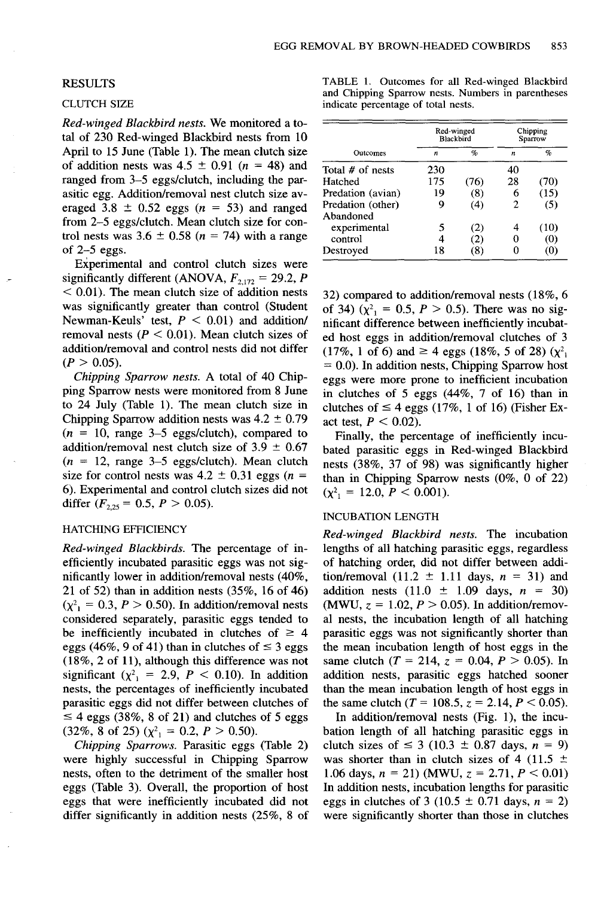## RESULTS

### CLUTCH SIZE

*Red-winged Blackbird nests.* We monitored a total of 230 Red-winged Blackbird nests from 10 April to 15 June (Table 1). The mean clutch size of addition nests was 4.5 ± 0.91 ($n$ = 48) and ranged from 3–5 eggs/clutch, including the parasitic egg. Addition/removal nest clutch size averaged 3.8 ± 0.52 eggs ($n$ = 53) and ranged from 2–5 eggs/clutch. Mean clutch size for control nests was 3.6 ± 0.58 ($n$ = 74) with a range of 2–5 eggs.

Experimental and control clutch sizes were significantly different (ANOVA, $F_{2,172}$ = 29.2, $P$ < 0.01). The mean clutch size of addition nests was significantly greater than control (Student Newman-Keuls' test, $P$ < 0.01) and addition/removal nests ($P$ < 0.01). Mean clutch sizes of addition/removal and control nests did not differ ($P$ > 0.05).

*Chipping Sparrow nests.* A total of 40 Chipping Sparrow nests were monitored from 8 June to 24 July (Table 1). The mean clutch size in Chipping Sparrow addition nests was 4.2 ± 0.79 ($n$ = 10, range 3–5 eggs/clutch), compared to addition/removal nest clutch size of 3.9 ± 0.67 ($n$ = 12, range 3–5 eggs/clutch). Mean clutch size for control nests was 4.2 ± 0.31 eggs ($n$ = 6). Experimental and control clutch sizes did not differ ($F_{2,25}$ = 0.5, $P$ > 0.05).

### HATCHING EFFICIENCY

*Red-winged Blackbirds.* The percentage of inefficiently incubated parasitic eggs was not significantly lower in addition/removal nests (40%, 21 of 52) than in addition nests (35%, 16 of 46) ($\chi^2_1$ = 0.3, $P$ > 0.50). In addition/removal nests considered separately, parasitic eggs tended to be inefficiently incubated in clutches of ≥ 4 eggs (46%, 9 of 41) than in clutches of ≤ 3 eggs (18%, 2 of 11), although this difference was not significant ($\chi^2_1$ = 2.9, $P$ < 0.10). In addition nests, the percentages of inefficiently incubated parasitic eggs did not differ between clutches of ≤ 4 eggs (38%, 8 of 21) and clutches of 5 eggs (32%, 8 of 25) ($\chi^2_1$ = 0.2, $P$ > 0.50).

*Chipping Sparrows.* Parasitic eggs (Table 2) were highly successful in Chipping Sparrow nests, often to the detriment of the smaller host eggs (Table 3). Overall, the proportion of host eggs that were inefficiently incubated did not differ significantly in addition nests (25%, 8 of 32) compared to addition/removal nests (18%, 6 of 34) ($\chi^2_1$ = 0.5, $P$ > 0.5). There was no significant difference between inefficiently incubated host eggs in addition/removal clutches of 3 (17%, 1 of 6) and ≥ 4 eggs (18%, 5 of 28) ($\chi^2_1$ = 0.0). In addition nests, Chipping Sparrow host eggs were more prone to inefficient incubation in clutches of 5 eggs (44%, 7 of 16) than in clutches of ≤ 4 eggs (17%, 1 of 16) (Fisher Exact test, $P$ < 0.02).

Finally, the percentage of inefficiently incubated parasitic eggs in Red-winged Blackbird nests (38%, 37 of 98) was significantly higher than in Chipping Sparrow nests (0%, 0 of 22) ($\chi^2_1$ = 12.0, $P$ < 0.001).

### INCUBATION LENGTH

*Red-winged Blackbird nests.* The incubation lengths of all hatching parasitic eggs, regardless of hatching order, did not differ between addition/removal (11.2 ± 1.11 days, $n$ = 31) and addition nests (11.0 ± 1.09 days, $n$ = 30) (MWU, $z$ = 1.02, $P$ > 0.05). In addition/removal nests, the incubation length of all hatching parasitic eggs was not significantly shorter than the mean incubation length of host eggs in the same clutch ($T$ = 214, $z$ = 0.04, $P$ > 0.05). In addition nests, parasitic eggs hatched sooner than the mean incubation length of host eggs in the same clutch ($T$ = 108.5, $z$ = 2.14, $P$ < 0.05).

In addition/removal nests (Fig. 1), the incubation length of all hatching parasitic eggs in clutch sizes of ≤ 3 (10.3 ± 0.87 days, $n$ = 9) was shorter than in clutch sizes of 4 (11.5 ± 1.06 days, $n$ = 21) (MWU, $z$ = 2.71, $P$ < 0.01) In addition nests, incubation lengths for parasitic eggs in clutches of 3 (10.5 ± 0.71 days, $n$ = 2) were significantly shorter than those in clutches

TABLE 1. Outcomes for all Red-winged Blackbird and Chipping Sparrow nests. Numbers in parentheses indicate percentage of total nests.

| Outcomes | Red-winged Blackbird | | Chipping Sparrow | |
|---|---|---|---|---|
| | $n$ | % | $n$ | % |
| Total # of nests | 230 | | 40 | |
| Hatched | 175 | (76) | 28 | (70) |
| Predation (avian) | 19 | (8) | 6 | (15) |
| Predation (other) | 9 | (4) | 2 | (5) |
| Abandoned | | | | |
| experimental | 5 | (2) | 4 | (10) |
| control | 4 | (2) | 0 | (0) |
| Destroyed | 18 | (8) | 0 | (0) |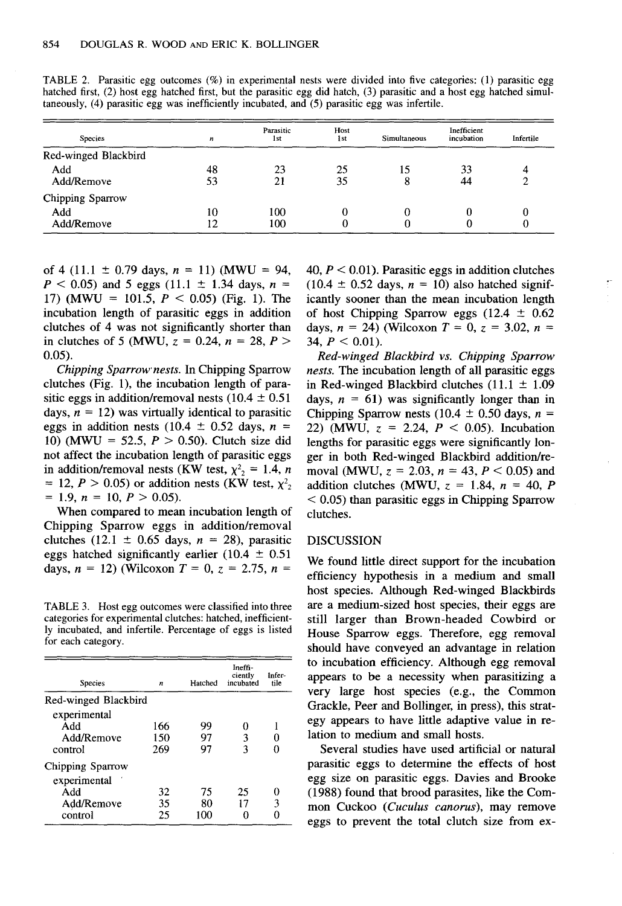TABLE 2. Parasitic egg outcomes (%) in experimental nests were divided into five categories: (1) parasitic egg hatched first, (2) host egg hatched first, but the parasitic egg did hatch, (3) parasitic and a host egg hatched simultaneously, (4) parasitic egg was inefficiently incubated, and (5) parasitic egg was infertile.

| Species | $n$ | Parasitic 1st | Host 1st | Simultaneous | Inefficient incubation | Infertile |
|---|---|---|---|---|---|---|
| Red-winged Blackbird | | | | | | |
| Add | 48 | 23 | 25 | 15 | 33 | 4 |
| Add/Remove | 53 | 21 | 35 | 8 | 44 | 2 |
| Chipping Sparrow | | | | | | |
| Add | 10 | 100 | 0 | 0 | 0 | 0 |
| Add/Remove | 12 | 100 | 0 | 0 | 0 | 0 |

of 4 (11.1 ± 0.79 days, $n$ = 11) (MWU = 94, $P < 0.05$) and 5 eggs (11.1 ± 1.34 days, $n$ = 17) (MWU = 101.5, $P < 0.05$) (Fig. 1). The incubation length of parasitic eggs in addition clutches of 4 was not significantly shorter than in clutches of 5 (MWU, $z$ = 0.24, $n$ = 28, $P > 0.05$).

*Chipping Sparrow nests.* In Chipping Sparrow clutches (Fig. 1), the incubation length of parasitic eggs in addition/removal nests (10.4 ± 0.51 days, $n$ = 12) was virtually identical to parasitic eggs in addition nests (10.4 ± 0.52 days, $n$ = 10) (MWU = 52.5, $P > 0.50$). Clutch size did not affect the incubation length of parasitic eggs in addition/removal nests (KW test, $\chi^2_2$ = 1.4, $n$ = 12, $P > 0.05$) or addition nests (KW test, $\chi^2_2$ = 1.9, $n$ = 10, $P > 0.05$).

When compared to mean incubation length of Chipping Sparrow eggs in addition/removal clutches (12.1 ± 0.65 days, $n$ = 28), parasitic eggs hatched significantly earlier (10.4 ± 0.51 days, $n$ = 12) (Wilcoxon $T$ = 0, $z$ = 2.75, $n$ = 40, $P < 0.01$). Parasitic eggs in addition clutches (10.4 ± 0.52 days, $n$ = 10) also hatched significantly sooner than the mean incubation length of host Chipping Sparrow eggs (12.4 ± 0.62 days, $n$ = 24) (Wilcoxon $T$ = 0, $z$ = 3.02, $n$ = 34, $P < 0.01$).

*Red-winged Blackbird vs. Chipping Sparrow nests.* The incubation length of all parasitic eggs in Red-winged Blackbird clutches (11.1 ± 1.09 days, $n$ = 61) was significantly longer than in Chipping Sparrow nests (10.4 ± 0.50 days, $n$ = 22) (MWU, $z$ = 2.24, $P < 0.05$). Incubation lengths for parasitic eggs were significantly longer in both Red-winged Blackbird addition/removal (MWU, $z$ = 2.03, $n$ = 43, $P < 0.05$) and addition clutches (MWU, $z$ = 1.84, $n$ = 40, $P < 0.05$) than parasitic eggs in Chipping Sparrow clutches.

TABLE 3. Host egg outcomes were classified into three categories for experimental clutches: hatched, inefficiently incubated, and infertile. Percentage of eggs is listed for each category.

| Species | $n$ | Hatched | Inefficiently incubated | Infertile |
|---|---|---|---|---|
| Red-winged Blackbird | | | | |
| experimental | | | | |
| Add | 166 | 99 | 0 | 1 |
| Add/Remove | 150 | 97 | 3 | 0 |
| control | 269 | 97 | 3 | 0 |
| Chipping Sparrow | | | | |
| experimental | | | | |
| Add | 32 | 75 | 25 | 0 |
| Add/Remove | 35 | 80 | 17 | 3 |
| control | 25 | 100 | 0 | 0 |

## DISCUSSION

We found little direct support for the incubation efficiency hypothesis in a medium and small host species. Although Red-winged Blackbirds are a medium-sized host species, their eggs are still larger than Brown-headed Cowbird or House Sparrow eggs. Therefore, egg removal should have conveyed an advantage in relation to incubation efficiency. Although egg removal appears to be a necessity when parasitizing a very large host species (e.g., the Common Grackle, Peer and Bollinger, in press), this strategy appears to have little adaptive value in relation to medium and small hosts.

Several studies have used artificial or natural parasitic eggs to determine the effects of host egg size on parasitic eggs. Davies and Brooke (1988) found that brood parasites, like the Common Cuckoo (*Cuculus canorus*), may remove eggs to prevent the total clutch size from ex-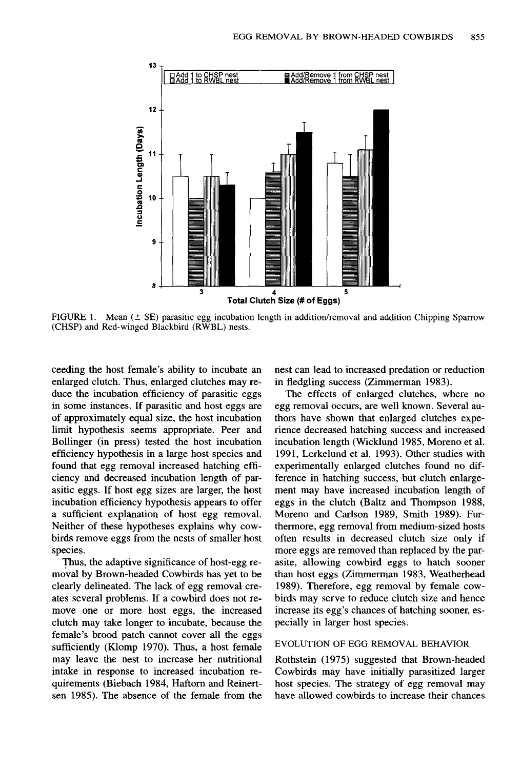FIGURE 1. Mean (± SE) parasitic egg incubation length in addition/removal and addition Chipping Sparrow (CHSP) and Red-winged Blackbird (RWBL) nests.

ceeding the host female's ability to incubate an enlarged clutch. Thus, enlarged clutches may reduce the incubation efficiency of parasitic eggs in some instances. If parasitic and host eggs are of approximately equal size, the host incubation limit hypothesis seems appropriate. Peer and Bollinger (in press) tested the host incubation efficiency hypothesis in a large host species and found that egg removal increased hatching efficiency and decreased incubation length of parasitic eggs. If host egg sizes are larger, the host incubation efficiency hypothesis appears to offer a sufficient explanation of host egg removal. Neither of these hypotheses explains why cowbirds remove eggs from the nests of smaller host species.

Thus, the adaptive significance of host-egg removal by Brown-headed Cowbirds has yet to be clearly delineated. The lack of egg removal creates several problems. If a cowbird does not remove one or more host eggs, the increased clutch may take longer to incubate, because the female's brood patch cannot cover all the eggs sufficiently (Klomp 1970). Thus, a host female may leave the nest to increase her nutritional intake in response to increased incubation requirements (Biebach 1984, Haftorn and Reinertsen 1985). The absence of the female from the nest can lead to increased predation or reduction in fledgling success (Zimmerman 1983).

The effects of enlarged clutches, where no egg removal occurs, are well known. Several authors have shown that enlarged clutches experience decreased hatching success and increased incubation length (Wicklund 1985, Moreno et al. 1991, Lerkelund et al. 1993). Other studies with experimentally enlarged clutches found no difference in hatching success, but clutch enlargement may have increased incubation length of eggs in the clutch (Baltz and Thompson 1988, Moreno and Carlson 1989, Smith 1989). Furthermore, egg removal from medium-sized hosts often results in decreased clutch size only if more eggs are removed than replaced by the parasite, allowing cowbird eggs to hatch sooner than host eggs (Zimmerman 1983, Weatherhead 1989). Therefore, egg removal by female cowbirds may serve to reduce clutch size and hence increase its egg's chances of hatching sooner, especially in larger host species.

## EVOLUTION OF EGG REMOVAL BEHAVIOR

Rothstein (1975) suggested that Brown-headed Cowbirds may have initially parasitized larger host species. The strategy of egg removal may have allowed cowbirds to increase their chances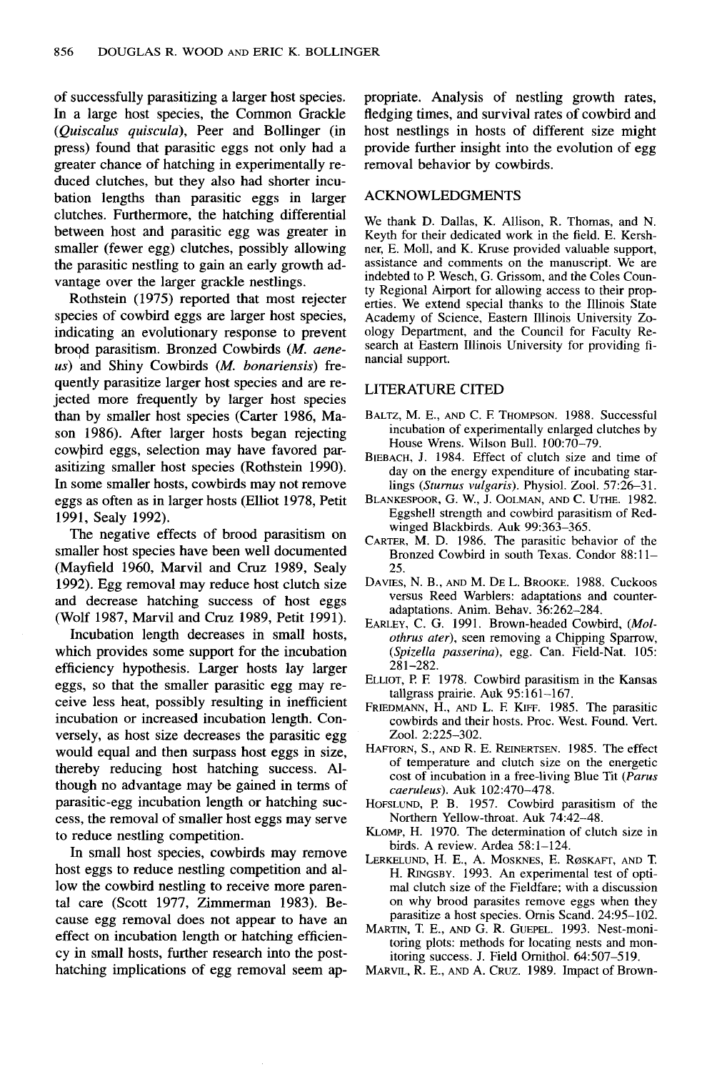of successfully parasitizing a larger host species. In a large host species, the Common Grackle (*Quiscalus quiscula*), Peer and Bollinger (in press) found that parasitic eggs not only had a greater chance of hatching in experimentally reduced clutches, but they also had shorter incubation lengths than parasitic eggs in larger clutches. Furthermore, the hatching differential between host and parasitic egg was greater in smaller (fewer egg) clutches, possibly allowing the parasitic nestling to gain an early growth advantage over the larger grackle nestlings.

Rothstein (1975) reported that most rejecter species of cowbird eggs are larger host species, indicating an evolutionary response to prevent brood parasitism. Bronzed Cowbirds (*M. aeneus*) and Shiny Cowbirds (*M. bonariensis*) frequently parasitize larger host species and are rejected more frequently by larger host species than by smaller host species (Carter 1986, Mason 1986). After larger hosts began rejecting cowbird eggs, selection may have favored parasitizing smaller host species (Rothstein 1990). In some smaller hosts, cowbirds may not remove eggs as often as in larger hosts (Elliot 1978, Petit 1991, Sealy 1992).

The negative effects of brood parasitism on smaller host species have been well documented (Mayfield 1960, Marvil and Cruz 1989, Sealy 1992). Egg removal may reduce host clutch size and decrease hatching success of host eggs (Wolf 1987, Marvil and Cruz 1989, Petit 1991).

Incubation length decreases in small hosts, which provides some support for the incubation efficiency hypothesis. Larger hosts lay larger eggs, so that the smaller parasitic egg may receive less heat, possibly resulting in inefficient incubation or increased incubation length. Conversely, as host size decreases the parasitic egg would equal and then surpass host eggs in size, thereby reducing host hatching success. Although no advantage may be gained in terms of parasitic-egg incubation length or hatching success, the removal of smaller host eggs may serve to reduce nestling competition.

In small host species, cowbirds may remove host eggs to reduce nestling competition and allow the cowbird nestling to receive more parental care (Scott 1977, Zimmerman 1983). Because egg removal does not appear to have an effect on incubation length or hatching efficiency in small hosts, further research into the post-hatching implications of egg removal seem appropriate. Analysis of nestling growth rates, fledging times, and survival rates of cowbird and host nestlings in hosts of different size might provide further insight into the evolution of egg removal behavior by cowbirds.

## ACKNOWLEDGMENTS

We thank D. Dallas, K. Allison, R. Thomas, and N. Keyth for their dedicated work in the field. E. Kershner, E. Moll, and K. Kruse provided valuable support, assistance and comments on the manuscript. We are indebted to P. Wesch, G. Grissom, and the Coles County Regional Airport for allowing access to their properties. We extend special thanks to the Illinois State Academy of Science, Eastern Illinois University Zoology Department, and the Council for Faculty Research at Eastern Illinois University for providing financial support.

## LITERATURE CITED

BALTZ, M. E., AND C. F. THOMPSON. 1988. Successful incubation of experimentally enlarged clutches by House Wrens. Wilson Bull. 100:70–79.

BIEBACH, J. 1984. Effect of clutch size and time of day on the energy expenditure of incubating starlings (*Sturnus vulgaris*). Physiol. Zool. 57:26–31.

BLANKESPOOR, G. W., J. OOLMAN, AND C. UTHE. 1982. Eggshell strength and cowbird parasitism of Red-winged Blackbirds. Auk 99:363–365.

CARTER, M. D. 1986. The parasitic behavior of the Bronzed Cowbird in south Texas. Condor 88:11–25.

DAVIES, N. B., AND M. DE L. BROOKE. 1988. Cuckoos versus Reed Warblers: adaptations and counteradaptations. Anim. Behav. 36:262–284.

EARLEY, C. G. 1991. Brown-headed Cowbird, (*Molothrus ater*), seen removing a Chipping Sparrow, (*Spizella passerina*), egg. Can. Field-Nat. 105: 281–282.

ELLIOT, P. F. 1978. Cowbird parasitism in the Kansas tallgrass prairie. Auk 95:161–167.

FRIEDMANN, H., AND L. F. KIFF. 1985. The parasitic cowbirds and their hosts. Proc. West. Found. Vert. Zool. 2:225–302.

HAFTORN, S., AND R. E. REINERTSEN. 1985. The effect of temperature and clutch size on the energetic cost of incubation in a free-living Blue Tit (*Parus caeruleus*). Auk 102:470–478.

HOFSLUND, P. B. 1957. Cowbird parasitism of the Northern Yellow-throat. Auk 74:42–48.

KLOMP, H. 1970. The determination of clutch size in birds. A review. Ardea 58:1–124.

LERKELUND, H. E., A. MOSKNES, E. RØSKAFT, AND T. H. RINGSBY. 1993. An experimental test of optimal clutch size of the Fieldfare; with a discussion on why brood parasites remove eggs when they parasitize a host species. Ornis Scand. 24:95–102.

MARTIN, T. E., AND G. R. GUEPEL. 1993. Nest-monitoring plots: methods for locating nests and monitoring success. J. Field Ornithol. 64:507–519.

MARVIL, R. E., AND A. CRUZ. 1989. Impact of Brown-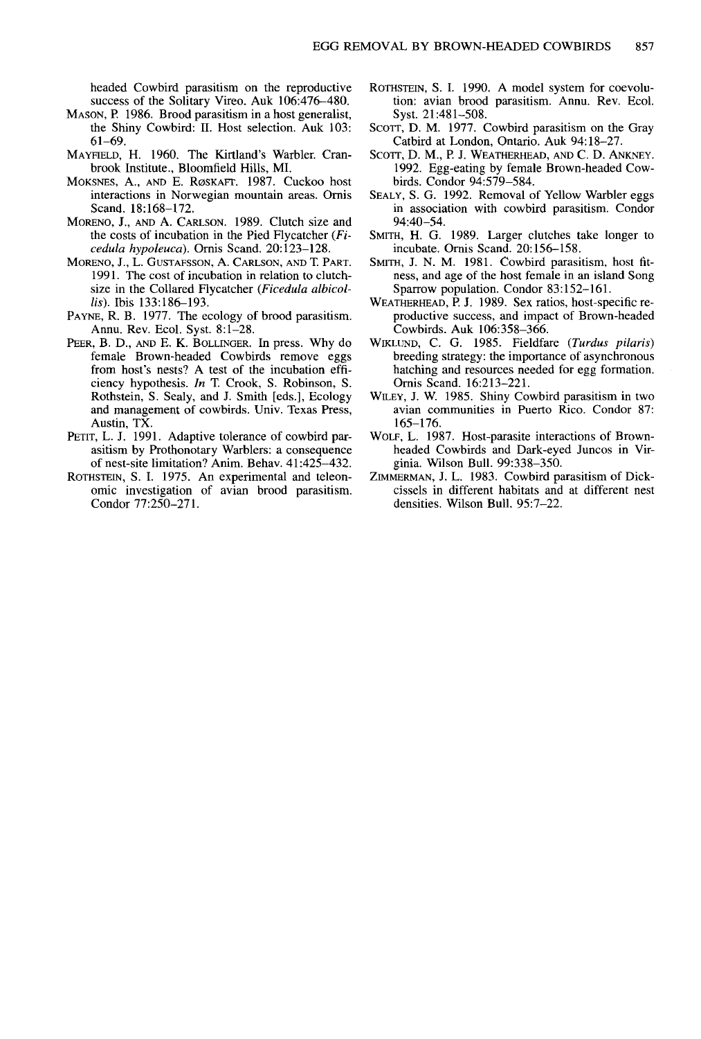headed Cowbird parasitism on the reproductive success of the Solitary Vireo. Auk 106:476–480.

MASON, P. 1986. Brood parasitism in a host generalist, the Shiny Cowbird: II. Host selection. Auk 103: 61–69.

MAYFIELD, H. 1960. The Kirtland's Warbler. Cranbrook Institute., Bloomfield Hills, MI.

MOKSNES, A., AND E. RØSKAFT. 1987. Cuckoo host interactions in Norwegian mountain areas. Ornis Scand. 18:168–172.

MORENO, J., AND A. CARLSON. 1989. Clutch size and the costs of incubation in the Pied Flycatcher (*Ficedula hypoleuca*). Ornis Scand. 20:123–128.

MORENO, J., L. GUSTAFSSON, A. CARLSON, AND T. PART. 1991. The cost of incubation in relation to clutch-size in the Collared Flycatcher (*Ficedula albicollis*). Ibis 133:186–193.

PAYNE, R. B. 1977. The ecology of brood parasitism. Annu. Rev. Ecol. Syst. 8:1–28.

PEER, B. D., AND E. K. BOLLINGER. In press. Why do female Brown-headed Cowbirds remove eggs from host's nests? A test of the incubation efficiency hypothesis. *In* T. Crook, S. Robinson, S. Rothstein, S. Sealy, and J. Smith [eds.], Ecology and management of cowbirds. Univ. Texas Press, Austin, TX.

PETIT, L. J. 1991. Adaptive tolerance of cowbird parasitism by Prothonotary Warblers: a consequence of nest-site limitation? Anim. Behav. 41:425–432.

ROTHSTEIN, S. I. 1975. An experimental and teleonomic investigation of avian brood parasitism. Condor 77:250–271.

ROTHSTEIN, S. I. 1990. A model system for coevolution: avian brood parasitism. Annu. Rev. Ecol. Syst. 21:481–508.

SCOTT, D. M. 1977. Cowbird parasitism on the Gray Catbird at London, Ontario. Auk 94:18–27.

SCOTT, D. M., P. J. WEATHERHEAD, AND C. D. ANKNEY. 1992. Egg-eating by female Brown-headed Cowbirds. Condor 94:579–584.

SEALY, S. G. 1992. Removal of Yellow Warbler eggs in association with cowbird parasitism. Condor 94:40–54.

SMITH, H. G. 1989. Larger clutches take longer to incubate. Ornis Scand. 20:156–158.

SMITH, J. N. M. 1981. Cowbird parasitism, host fitness, and age of the host female in an island Song Sparrow population. Condor 83:152–161.

WEATHERHEAD, P. J. 1989. Sex ratios, host-specific reproductive success, and impact of Brown-headed Cowbirds. Auk 106:358–366.

WIKLUND, C. G. 1985. Fieldfare (*Turdus pilaris*) breeding strategy: the importance of asynchronous hatching and resources needed for egg formation. Ornis Scand. 16:213–221.

WILEY, J. W. 1985. Shiny Cowbird parasitism in two avian communities in Puerto Rico. Condor 87: 165–176.

WOLF, L. 1987. Host-parasite interactions of Brown-headed Cowbirds and Dark-eyed Juncos in Virginia. Wilson Bull. 99:338–350.

ZIMMERMAN, J. L. 1983. Cowbird parasitism of Dickcissels in different habitats and at different nest densities. Wilson Bull. 95:7–22.